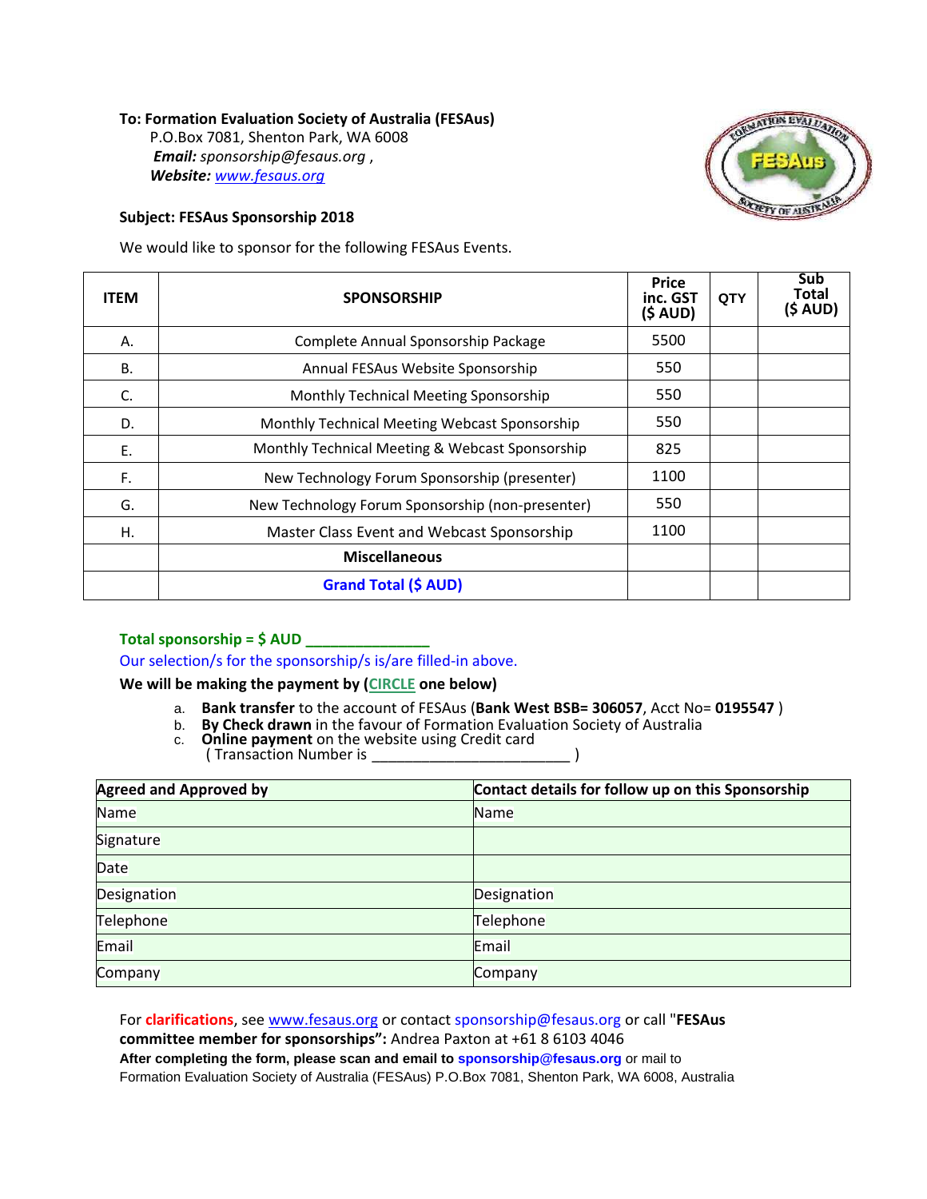**To: Formation Evaluation Society of Australia (FESAus)**
P.O.Box 7081, Shenton Park, WA 6008
***Email:*** *sponsorship@fesaus.org* ,
***Website:*** *www.fesaus.org*

**Subject: FESAus Sponsorship 2018**

We would like to sponsor for the following FESAus Events.

| ITEM | SPONSORSHIP | Price inc. GST ($ AUD) | QTY | Sub Total ($ AUD) |
|---|---|---|---|---|
| A. | Complete Annual Sponsorship Package | 5500 | | |
| B. | Annual FESAus Website Sponsorship | 550 | | |
| C. | Monthly Technical Meeting Sponsorship | 550 | | |
| D. | Monthly Technical Meeting Webcast Sponsorship | 550 | | |
| E. | Monthly Technical Meeting & Webcast Sponsorship | 825 | | |
| F. | New Technology Forum Sponsorship (presenter) | 1100 | | |
| G. | New Technology Forum Sponsorship (non-presenter) | 550 | | |
| H. | Master Class Event and Webcast Sponsorship | 1100 | | |
| | **Miscellaneous** | | | |
| | **Grand Total ($ AUD)** | | | |

**Total sponsorship = $ AUD _______________**

Our selection/s for the sponsorship/s is/are filled-in above.

**We will be making the payment by (CIRCLE one below)**

a. **Bank transfer** to the account of FESAus (**Bank West BSB= 306057**, Acct No= **0195547** )
b. **By Check drawn** in the favour of Formation Evaluation Society of Australia
c. **Online payment** on the website using Credit card
( Transaction Number is ________________________ )

| **Agreed and Approved by** | **Contact details for follow up on this Sponsorship** |
|---|---|
| Name | Name |
| Signature | |
| Date | |
| Designation | Designation |
| Telephone | Telephone |
| Email | Email |
| Company | Company |

For **clarifications**, see www.fesaus.org or contact sponsorship@fesaus.org or call "**FESAus committee member for sponsorships":** Andrea Paxton at +61 8 6103 4046

**After completing the form, please scan and email to sponsorship@fesaus.org** or mail to
Formation Evaluation Society of Australia (FESAus) P.O.Box 7081, Shenton Park, WA 6008, Australia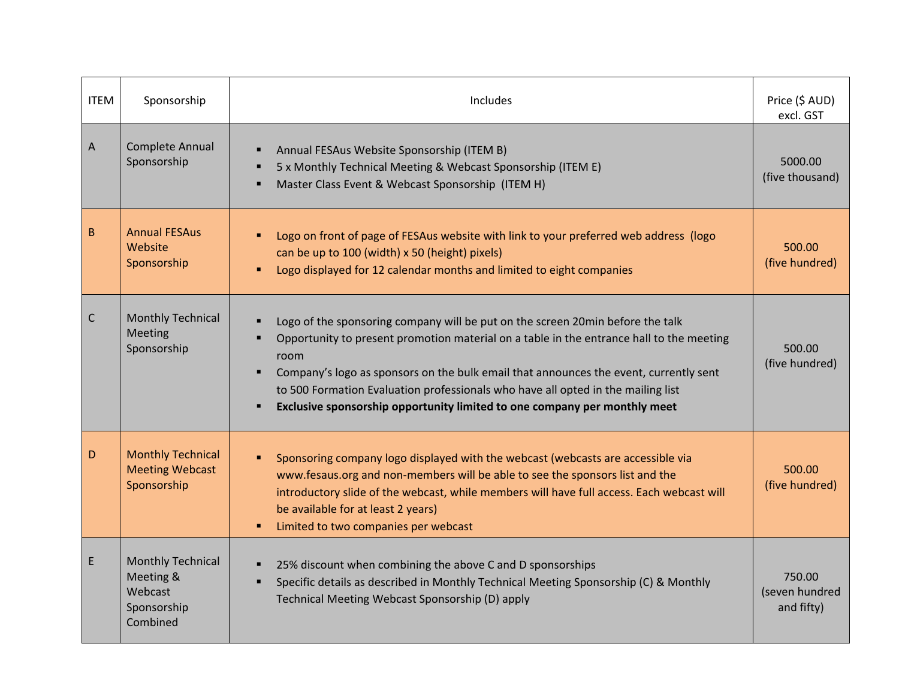| ITEM | Sponsorship | Includes | Price ($ AUD) excl. GST |
|---|---|---|---|
| A | Complete Annual Sponsorship | ▪ Annual FESAus Website Sponsorship (ITEM B)<br>▪ 5 x Monthly Technical Meeting & Webcast Sponsorship (ITEM E)<br>▪ Master Class Event & Webcast Sponsorship (ITEM H) | 5000.00 (five thousand) |
| B | Annual FESAus Website Sponsorship | ▪ Logo on front of page of FESAus website with link to your preferred web address (logo can be up to 100 (width) x 50 (height) pixels)<br>▪ Logo displayed for 12 calendar months and limited to eight companies | 500.00 (five hundred) |
| C | Monthly Technical Meeting Sponsorship | ▪ Logo of the sponsoring company will be put on the screen 20min before the talk<br>▪ Opportunity to present promotion material on a table in the entrance hall to the meeting room<br>▪ Company's logo as sponsors on the bulk email that announces the event, currently sent to 500 Formation Evaluation professionals who have all opted in the mailing list<br>▪ **Exclusive sponsorship opportunity limited to one company per monthly meet** | 500.00 (five hundred) |
| D | Monthly Technical Meeting Webcast Sponsorship | ▪ Sponsoring company logo displayed with the webcast (webcasts are accessible via www.fesaus.org and non-members will be able to see the sponsors list and the introductory slide of the webcast, while members will have full access. Each webcast will be available for at least 2 years)<br>▪ Limited to two companies per webcast | 500.00 (five hundred) |
| E | Monthly Technical Meeting & Webcast Sponsorship Combined | ▪ 25% discount when combining the above C and D sponsorships<br>▪ Specific details as described in Monthly Technical Meeting Sponsorship (C) & Monthly Technical Meeting Webcast Sponsorship (D) apply | 750.00 (seven hundred and fifty) |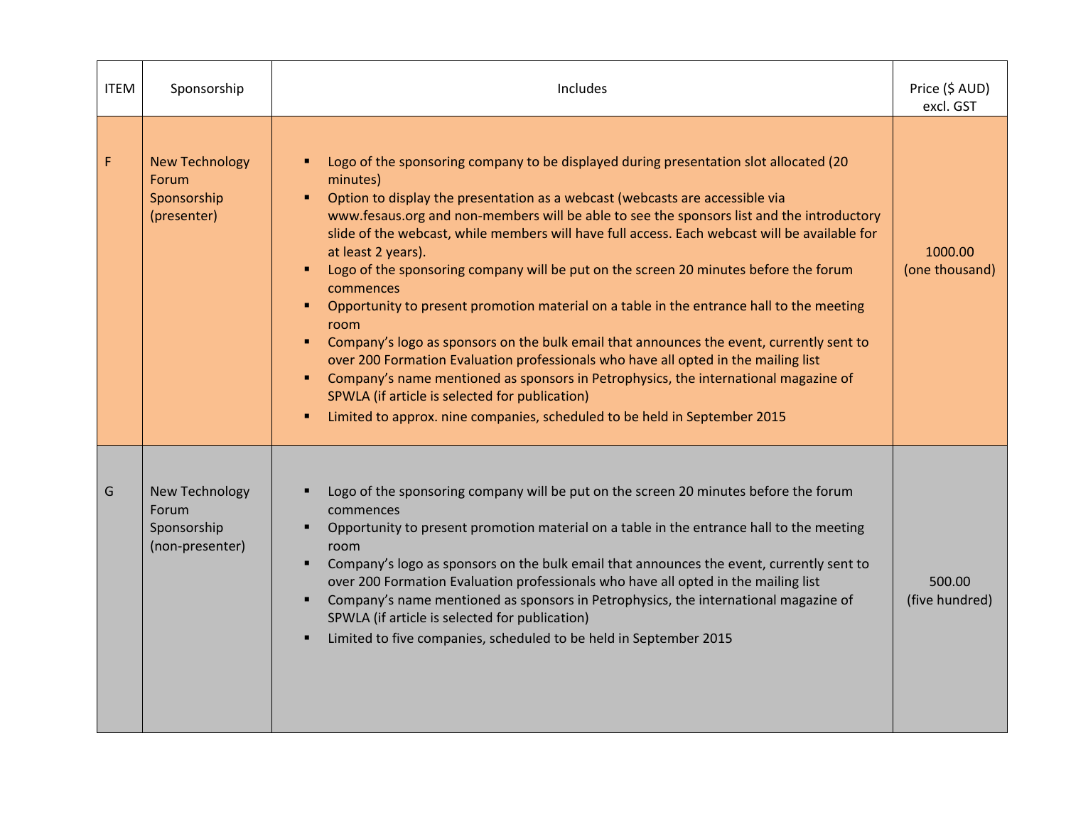| ITEM | Sponsorship | Includes | Price ($ AUD) excl. GST |
|---|---|---|---|
| F | New Technology Forum Sponsorship (presenter) | ▪ Logo of the sponsoring company to be displayed during presentation slot allocated (20 minutes)<br>▪ Option to display the presentation as a webcast (webcasts are accessible via www.fesaus.org and non-members will be able to see the sponsors list and the introductory slide of the webcast, while members will have full access. Each webcast will be available for at least 2 years).<br>▪ Logo of the sponsoring company will be put on the screen 20 minutes before the forum commences<br>▪ Opportunity to present promotion material on a table in the entrance hall to the meeting room<br>▪ Company's logo as sponsors on the bulk email that announces the event, currently sent to over 200 Formation Evaluation professionals who have all opted in the mailing list<br>▪ Company's name mentioned as sponsors in Petrophysics, the international magazine of SPWLA (if article is selected for publication)<br>▪ Limited to approx. nine companies, scheduled to be held in September 2015 | 1000.00 (one thousand) |
| G | New Technology Forum Sponsorship (non-presenter) | ▪ Logo of the sponsoring company will be put on the screen 20 minutes before the forum commences<br>▪ Opportunity to present promotion material on a table in the entrance hall to the meeting room<br>▪ Company's logo as sponsors on the bulk email that announces the event, currently sent to over 200 Formation Evaluation professionals who have all opted in the mailing list<br>▪ Company's name mentioned as sponsors in Petrophysics, the international magazine of SPWLA (if article is selected for publication)<br>▪ Limited to five companies, scheduled to be held in September 2015 | 500.00 (five hundred) |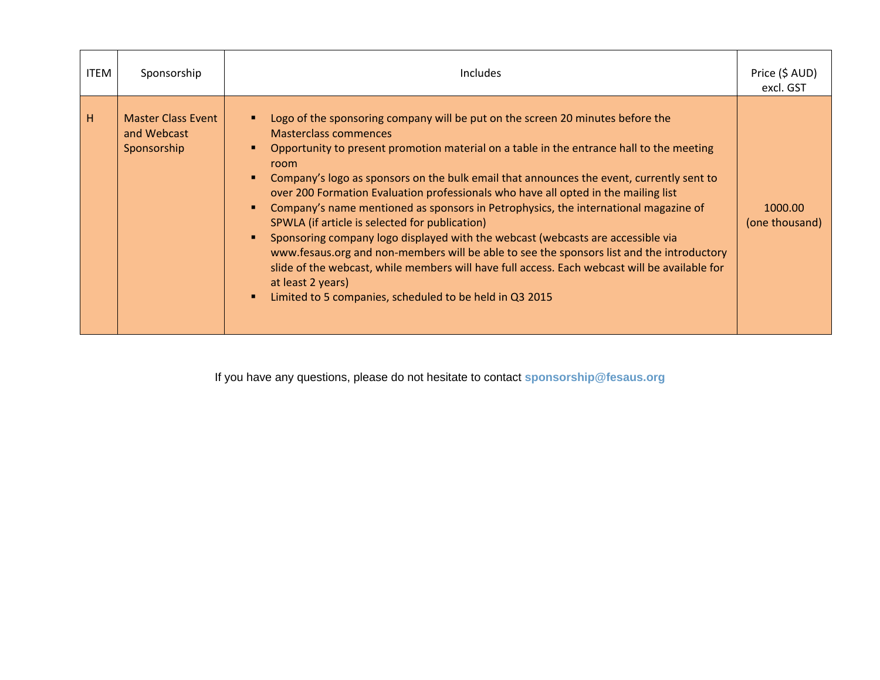| ITEM | Sponsorship | Includes | Price ($ AUD) excl. GST |
| --- | --- | --- | --- |
| H | Master Class Event and Webcast Sponsorship | ▪ Logo of the sponsoring company will be put on the screen 20 minutes before the Masterclass commences<br>▪ Opportunity to present promotion material on a table in the entrance hall to the meeting room<br>▪ Company's logo as sponsors on the bulk email that announces the event, currently sent to over 200 Formation Evaluation professionals who have all opted in the mailing list<br>▪ Company's name mentioned as sponsors in Petrophysics, the international magazine of SPWLA (if article is selected for publication)<br>▪ Sponsoring company logo displayed with the webcast (webcasts are accessible via www.fesaus.org and non-members will be able to see the sponsors list and the introductory slide of the webcast, while members will have full access. Each webcast will be available for at least 2 years)<br>▪ Limited to 5 companies, scheduled to be held in Q3 2015 | 1000.00 (one thousand) |

If you have any questions, please do not hesitate to contact **sponsorship@fesaus.org**